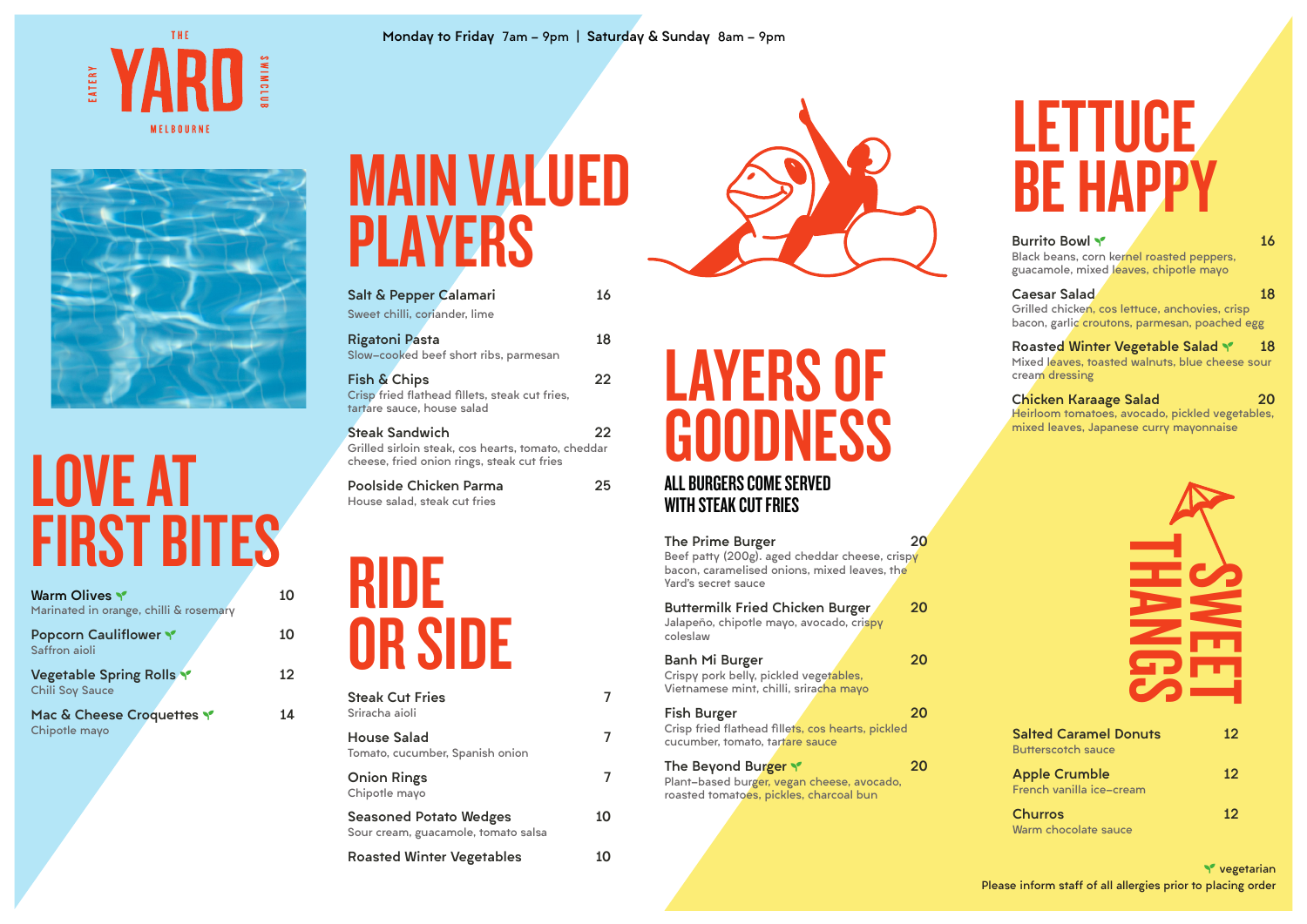# THE YARD

EATERY · SWIMCLUB

MELBOURNE

Monday to Friday 7am – 9pm | Saturday & Sunday 8am – 9pm

## LOVE AT FIRST BITES

**Warm Olives** 🌱 — 10
Marinated in orange, chilli & rosemary

**Popcorn Cauliflower** 🌱 — 10
Saffron aioli

**Vegetable Spring Rolls** 🌱 — 12
Chili Soy Sauce

**Mac & Cheese Croquettes** 🌱 — 14
Chipotle mayo

## MAIN VALUED PLAYERS

**Salt & Pepper Calamari** — 16
Sweet chilli, coriander, lime

**Rigatoni Pasta** — 18
Slow-cooked beef short ribs, parmesan

**Fish & Chips** — 22
Crisp fried flathead fillets, steak cut fries, tartare sauce, house salad

**Steak Sandwich** — 22
Grilled sirloin steak, cos hearts, tomato, cheddar cheese, fried onion rings, steak cut fries

**Poolside Chicken Parma** — 25
House salad, steak cut fries

## RIDE OR SIDE

**Steak Cut Fries** — 7
Sriracha aioli

**House Salad** — 7
Tomato, cucumber, Spanish onion

**Onion Rings** — 7
Chipotle mayo

**Seasoned Potato Wedges** — 10
Sour cream, guacamole, tomato salsa

**Roasted Winter Vegetables** — 10

## LAYERS OF GOODNESS

### ALL BURGERS COME SERVED WITH STEAK CUT FRIES

**The Prime Burger** — 20
Beef patty (200g), aged cheddar cheese, crispy bacon, caramelised onions, mixed leaves, the Yard's secret sauce

**Buttermilk Fried Chicken Burger** — 20
Jalapeño, chipotle mayo, avocado, crispy coleslaw

**Banh Mi Burger** — 20
Crispy pork belly, pickled vegetables, Vietnamese mint, chilli, sriracha mayo

**Fish Burger** — 20
Crisp fried flathead fillets, cos hearts, pickled cucumber, tomato, tartare sauce

**The Beyond Burger** 🌱 — 20
Plant-based burger, vegan cheese, avocado, roasted tomatoes, pickles, charcoal bun

## LETTUCE BE HAPPY

**Burrito Bowl** 🌱 — 16
Black beans, corn kernel roasted peppers, guacamole, mixed leaves, chipotle mayo

**Caesar Salad** — 18
Grilled chicken, cos lettuce, anchovies, crisp bacon, garlic croutons, parmesan, poached egg

**Roasted Winter Vegetable Salad** 🌱 — 18
Mixed leaves, toasted walnuts, blue cheese sour cream dressing

**Chicken Karaage Salad** — 20
Heirloom tomatoes, avocado, pickled vegetables, mixed leaves, Japanese curry mayonnaise

## SWEET THANGS

**Salted Caramel Donuts** — 12
Butterscotch sauce

**Apple Crumble** — 12
French vanilla ice-cream

**Churros** — 12
Warm chocolate sauce

🌱 vegetarian

Please inform staff of all allergies prior to placing order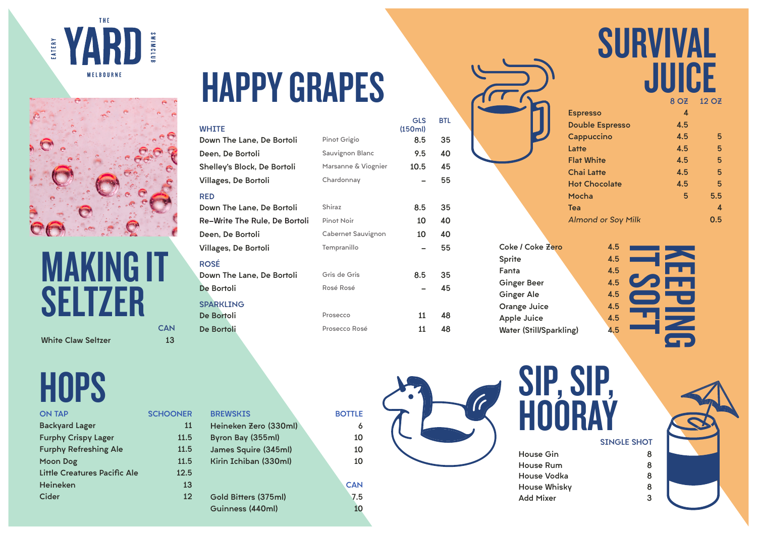THE YARD EATERY SWIMCLUB MELBOURNE

# HAPPY GRAPES

| WHITE | | GLS (150ml) | BTL |
|---|---|---|---|
| Down The Lane, De Bortoli | Pinot Grigio | 8.5 | 35 |
| Deen, De Bortoli | Sauvignon Blanc | 9.5 | 40 |
| Shelley's Block, De Bortoli | Marsanne & Viognier | 10.5 | 45 |
| Villages, De Bortoli | Chardonnay | – | 55 |
| **RED** | | | |
| Down The Lane, De Bortoli | Shiraz | 8.5 | 35 |
| Re-Write The Rule, De Bortoli | Pinot Noir | 10 | 40 |
| Deen, De Bortoli | Cabernet Sauvignon | 10 | 40 |
| Villages, De Bortoli | Tempranillo | – | 55 |
| **ROSÉ** | | | |
| Down The Lane, De Bortoli | Gris de Gris | 8.5 | 35 |
| De Bortoli | Rosé Rosé | – | 45 |
| **SPARKLING** | | | |
| De Bortoli | Prosecco | 11 | 48 |
| De Bortoli | Prosecco Rosé | 11 | 48 |

# SURVIVAL JUICE

| | 8 OZ | 12 OZ |
|---|---|---|
| Espresso | 4 | |
| Double Espresso | 4.5 | |
| Cappuccino | 4.5 | 5 |
| Latte | 4.5 | 5 |
| Flat White | 4.5 | 5 |
| Chai Latte | 4.5 | 5 |
| Hot Chocolate | 4.5 | 5 |
| Mocha | 5 | 5.5 |
| Tea | | 4 |
| *Almond or Soy Milk* | | 0.5 |

# MAKING IT SELTZER

| | CAN |
|---|---|
| White Claw Seltzer | 13 |

# KEEPING IT SOFT

| | |
|---|---|
| Coke / Coke Zero | 4.5 |
| Sprite | 4.5 |
| Fanta | 4.5 |
| Ginger Beer | 4.5 |
| Ginger Ale | 4.5 |
| Orange Juice | 4.5 |
| Apple Juice | 4.5 |
| Water (Still/Sparkling) | 4.5 |

# HOPS

| ON TAP | SCHOONER |
|---|---|
| Backyard Lager | 11 |
| Furphy Crispy Lager | 11.5 |
| Furphy Refreshing Ale | 11.5 |
| Moon Dog | 11.5 |
| Little Creatures Pacific Ale | 12.5 |
| Heineken | 13 |
| Cider | 12 |

| BREWSKIS | BOTTLE |
|---|---|
| Heineken Zero (330ml) | 6 |
| Byron Bay (355ml) | 10 |
| James Squire (345ml) | 10 |
| Kirin Ichiban (330ml) | 10 |
| | **CAN** |
| Gold Bitters (375ml) | 7.5 |
| Guinness (440ml) | 10 |

# SIP, SIP, HOORAY

| | SINGLE SHOT |
|---|---|
| House Gin | 8 |
| House Rum | 8 |
| House Vodka | 8 |
| House Whisky | 8 |
| Add Mixer | 3 |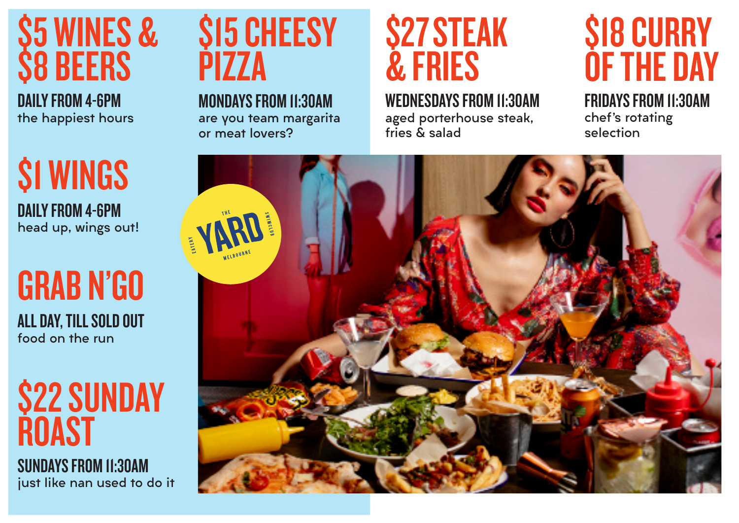## $5 WINES & $8 BEERS

**DAILY FROM 4-6PM**

the happiest hours

## $15 CHEESY PIZZA

**MONDAYS FROM 11:30AM**

are you team margarita or meat lovers?

## $27 STEAK & FRIES

**WEDNESDAYS FROM 11:30AM**

aged porterhouse steak, fries & salad

## $18 CURRY OF THE DAY

**FRIDAYS FROM 11:30AM**

chef's rotating selection

## $1 WINGS

**DAILY FROM 4-6PM**

head up, wings out!

## GRAB N'GO

**ALL DAY, TILL SOLD OUT**

food on the run

## $22 SUNDAY ROAST

**SUNDAYS FROM 11:30AM**

just like nan used to do it

THE YARD EATERY SWIMCLUB MELBOURNE